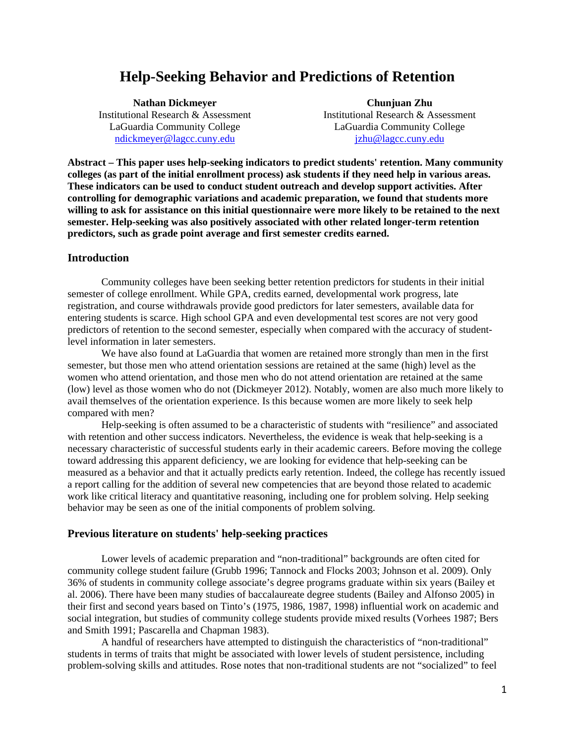# Help-Seeking Behavior and Predictions of Retention

**Nathan Dickmeyer**
Institutional Research & Assessment
LaGuardia Community College
ndickmeyer@lagcc.cuny.edu

**Chunjuan Zhu**
Institutional Research & Assessment
LaGuardia Community College
jzhu@lagcc.cuny.edu

**Abstract – This paper uses help-seeking indicators to predict students' retention. Many community colleges (as part of the initial enrollment process) ask students if they need help in various areas. These indicators can be used to conduct student outreach and develop support activities. After controlling for demographic variations and academic preparation, we found that students more willing to ask for assistance on this initial questionnaire were more likely to be retained to the next semester. Help-seeking was also positively associated with other related longer-term retention predictors, such as grade point average and first semester credits earned.**

## Introduction

Community colleges have been seeking better retention predictors for students in their initial semester of college enrollment. While GPA, credits earned, developmental work progress, late registration, and course withdrawals provide good predictors for later semesters, available data for entering students is scarce. High school GPA and even developmental test scores are not very good predictors of retention to the second semester, especially when compared with the accuracy of student-level information in later semesters.

We have also found at LaGuardia that women are retained more strongly than men in the first semester, but those men who attend orientation sessions are retained at the same (high) level as the women who attend orientation, and those men who do not attend orientation are retained at the same (low) level as those women who do not (Dickmeyer 2012). Notably, women are also much more likely to avail themselves of the orientation experience. Is this because women are more likely to seek help compared with men?

Help-seeking is often assumed to be a characteristic of students with "resilience" and associated with retention and other success indicators. Nevertheless, the evidence is weak that help-seeking is a necessary characteristic of successful students early in their academic careers. Before moving the college toward addressing this apparent deficiency, we are looking for evidence that help-seeking can be measured as a behavior and that it actually predicts early retention. Indeed, the college has recently issued a report calling for the addition of several new competencies that are beyond those related to academic work like critical literacy and quantitative reasoning, including one for problem solving. Help seeking behavior may be seen as one of the initial components of problem solving.

## Previous literature on students' help-seeking practices

Lower levels of academic preparation and "non-traditional" backgrounds are often cited for community college student failure (Grubb 1996; Tannock and Flocks 2003; Johnson et al. 2009). Only 36% of students in community college associate's degree programs graduate within six years (Bailey et al. 2006). There have been many studies of baccalaureate degree students (Bailey and Alfonso 2005) in their first and second years based on Tinto's (1975, 1986, 1987, 1998) influential work on academic and social integration, but studies of community college students provide mixed results (Vorhees 1987; Bers and Smith 1991; Pascarella and Chapman 1983).

A handful of researchers have attempted to distinguish the characteristics of "non-traditional" students in terms of traits that might be associated with lower levels of student persistence, including problem-solving skills and attitudes. Rose notes that non-traditional students are not "socialized" to feel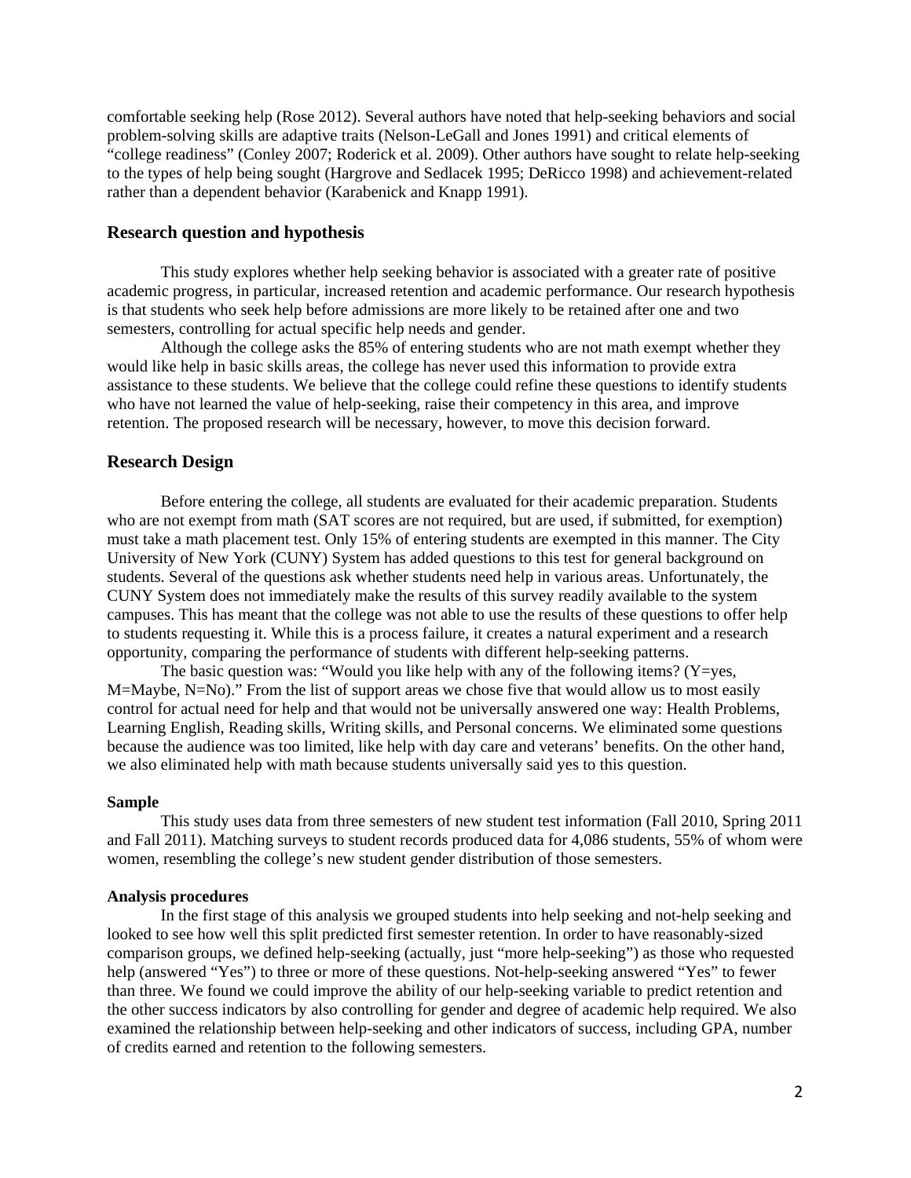comfortable seeking help (Rose 2012). Several authors have noted that help-seeking behaviors and social problem-solving skills are adaptive traits (Nelson-LeGall and Jones 1991) and critical elements of "college readiness" (Conley 2007; Roderick et al. 2009). Other authors have sought to relate help-seeking to the types of help being sought (Hargrove and Sedlacek 1995; DeRicco 1998) and achievement-related rather than a dependent behavior (Karabenick and Knapp 1991).

## Research question and hypothesis

This study explores whether help seeking behavior is associated with a greater rate of positive academic progress, in particular, increased retention and academic performance. Our research hypothesis is that students who seek help before admissions are more likely to be retained after one and two semesters, controlling for actual specific help needs and gender.

Although the college asks the 85% of entering students who are not math exempt whether they would like help in basic skills areas, the college has never used this information to provide extra assistance to these students. We believe that the college could refine these questions to identify students who have not learned the value of help-seeking, raise their competency in this area, and improve retention. The proposed research will be necessary, however, to move this decision forward.

## Research Design

Before entering the college, all students are evaluated for their academic preparation. Students who are not exempt from math (SAT scores are not required, but are used, if submitted, for exemption) must take a math placement test. Only 15% of entering students are exempted in this manner. The City University of New York (CUNY) System has added questions to this test for general background on students. Several of the questions ask whether students need help in various areas. Unfortunately, the CUNY System does not immediately make the results of this survey readily available to the system campuses. This has meant that the college was not able to use the results of these questions to offer help to students requesting it. While this is a process failure, it creates a natural experiment and a research opportunity, comparing the performance of students with different help-seeking patterns.

The basic question was: "Would you like help with any of the following items? (Y=yes, M=Maybe, N=No)." From the list of support areas we chose five that would allow us to most easily control for actual need for help and that would not be universally answered one way: Health Problems, Learning English, Reading skills, Writing skills, and Personal concerns. We eliminated some questions because the audience was too limited, like help with day care and veterans' benefits. On the other hand, we also eliminated help with math because students universally said yes to this question.

### Sample

This study uses data from three semesters of new student test information (Fall 2010, Spring 2011 and Fall 2011). Matching surveys to student records produced data for 4,086 students, 55% of whom were women, resembling the college's new student gender distribution of those semesters.

### Analysis procedures

In the first stage of this analysis we grouped students into help seeking and not-help seeking and looked to see how well this split predicted first semester retention. In order to have reasonably-sized comparison groups, we defined help-seeking (actually, just "more help-seeking") as those who requested help (answered "Yes") to three or more of these questions. Not-help-seeking answered "Yes" to fewer than three. We found we could improve the ability of our help-seeking variable to predict retention and the other success indicators by also controlling for gender and degree of academic help required. We also examined the relationship between help-seeking and other indicators of success, including GPA, number of credits earned and retention to the following semesters.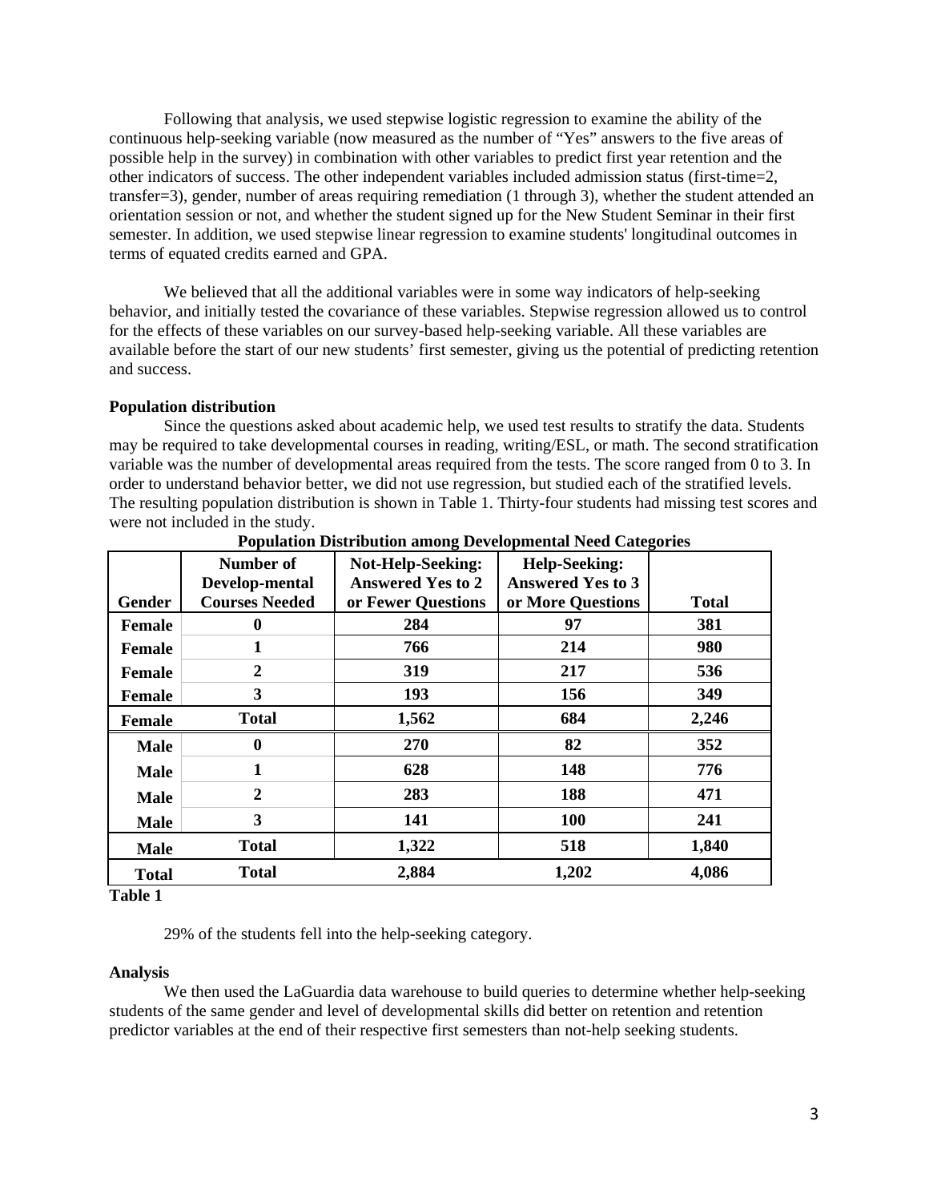Following that analysis, we used stepwise logistic regression to examine the ability of the continuous help-seeking variable (now measured as the number of “Yes” answers to the five areas of possible help in the survey) in combination with other variables to predict first year retention and the other indicators of success. The other independent variables included admission status (first-time=2, transfer=3), gender, number of areas requiring remediation (1 through 3), whether the student attended an orientation session or not, and whether the student signed up for the New Student Seminar in their first semester. In addition, we used stepwise linear regression to examine students' longitudinal outcomes in terms of equated credits earned and GPA.

We believed that all the additional variables were in some way indicators of help-seeking behavior, and initially tested the covariance of these variables. Stepwise regression allowed us to control for the effects of these variables on our survey-based help-seeking variable. All these variables are available before the start of our new students’ first semester, giving us the potential of predicting retention and success.

**Population distribution**

Since the questions asked about academic help, we used test results to stratify the data. Students may be required to take developmental courses in reading, writing/ESL, or math. The second stratification variable was the number of developmental areas required from the tests. The score ranged from 0 to 3. In order to understand behavior better, we did not use regression, but studied each of the stratified levels. The resulting population distribution is shown in Table 1. Thirty-four students had missing test scores and were not included in the study.

**Population Distribution among Developmental Need Categories**

| Gender | Number of Develop-mental Courses Needed | Not-Help-Seeking: Answered Yes to 2 or Fewer Questions | Help-Seeking: Answered Yes to 3 or More Questions | Total |
|---|---|---|---|---|
| Female | 0 | 284 | 97 | 381 |
| Female | 1 | 766 | 214 | 980 |
| Female | 2 | 319 | 217 | 536 |
| Female | 3 | 193 | 156 | 349 |
| Female | Total | 1,562 | 684 | 2,246 |
| Male | 0 | 270 | 82 | 352 |
| Male | 1 | 628 | 148 | 776 |
| Male | 2 | 283 | 188 | 471 |
| Male | 3 | 141 | 100 | 241 |
| Male | Total | 1,322 | 518 | 1,840 |
| Total | Total | 2,884 | 1,202 | 4,086 |

**Table 1**

29% of the students fell into the help-seeking category.

**Analysis**

We then used the LaGuardia data warehouse to build queries to determine whether help-seeking students of the same gender and level of developmental skills did better on retention and retention predictor variables at the end of their respective first semesters than not-help seeking students.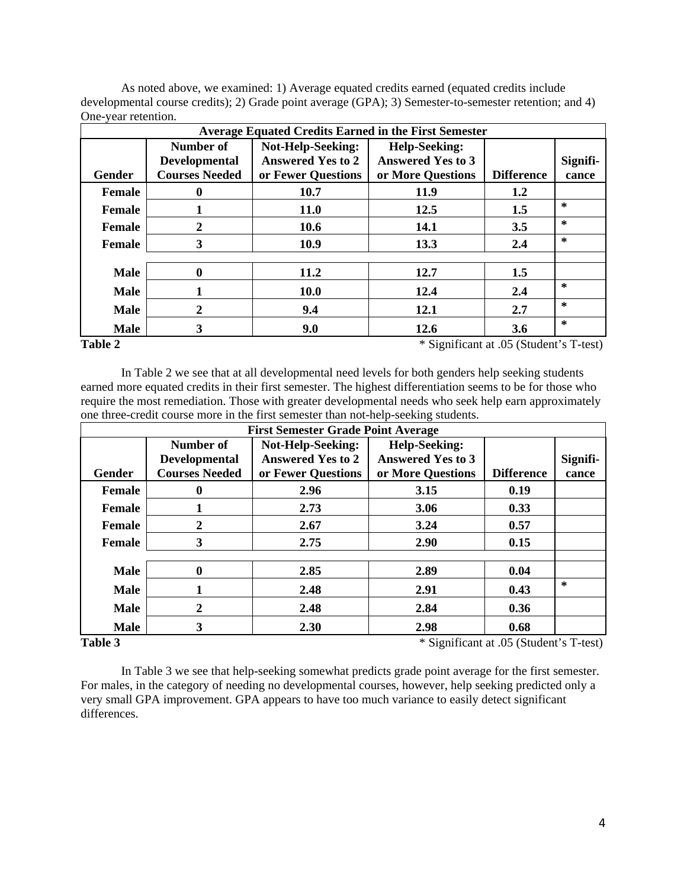As noted above, we examined: 1) Average equated credits earned (equated credits include developmental course credits); 2) Grade point average (GPA); 3) Semester-to-semester retention; and 4) One-year retention.

| **Average Equated Credits Earned in the First Semester** | | | | | |
|---|---|---|---|---|---|
| **Gender** | **Number of Developmental Courses Needed** | **Not-Help-Seeking: Answered Yes to 2 or Fewer Questions** | **Help-Seeking: Answered Yes to 3 or More Questions** | **Difference** | **Signifi-cance** |
| **Female** | **0** | **10.7** | **11.9** | **1.2** | |
| **Female** | **1** | **11.0** | **12.5** | **1.5** | * |
| **Female** | **2** | **10.6** | **14.1** | **3.5** | * |
| **Female** | **3** | **10.9** | **13.3** | **2.4** | * |
| | | | | | |
| **Male** | **0** | **11.2** | **12.7** | **1.5** | |
| **Male** | **1** | **10.0** | **12.4** | **2.4** | * |
| **Male** | **2** | **9.4** | **12.1** | **2.7** | * |
| **Male** | **3** | **9.0** | **12.6** | **3.6** | * |

**Table 2** * Significant at .05 (Student's T-test)

In Table 2 we see that at all developmental need levels for both genders help seeking students earned more equated credits in their first semester. The highest differentiation seems to be for those who require the most remediation. Those with greater developmental needs who seek help earn approximately one three-credit course more in the first semester than not-help-seeking students.

| **First Semester Grade Point Average** | | | | | |
|---|---|---|---|---|---|
| **Gender** | **Number of Developmental Courses Needed** | **Not-Help-Seeking: Answered Yes to 2 or Fewer Questions** | **Help-Seeking: Answered Yes to 3 or More Questions** | **Difference** | **Signifi-cance** |
| **Female** | **0** | **2.96** | **3.15** | **0.19** | |
| **Female** | **1** | **2.73** | **3.06** | **0.33** | |
| **Female** | **2** | **2.67** | **3.24** | **0.57** | |
| **Female** | **3** | **2.75** | **2.90** | **0.15** | |
| | | | | | |
| **Male** | **0** | **2.85** | **2.89** | **0.04** | |
| **Male** | **1** | **2.48** | **2.91** | **0.43** | * |
| **Male** | **2** | **2.48** | **2.84** | **0.36** | |
| **Male** | **3** | **2.30** | **2.98** | **0.68** | |

**Table 3** * Significant at .05 (Student's T-test)

In Table 3 we see that help-seeking somewhat predicts grade point average for the first semester. For males, in the category of needing no developmental courses, however, help seeking predicted only a very small GPA improvement. GPA appears to have too much variance to easily detect significant differences.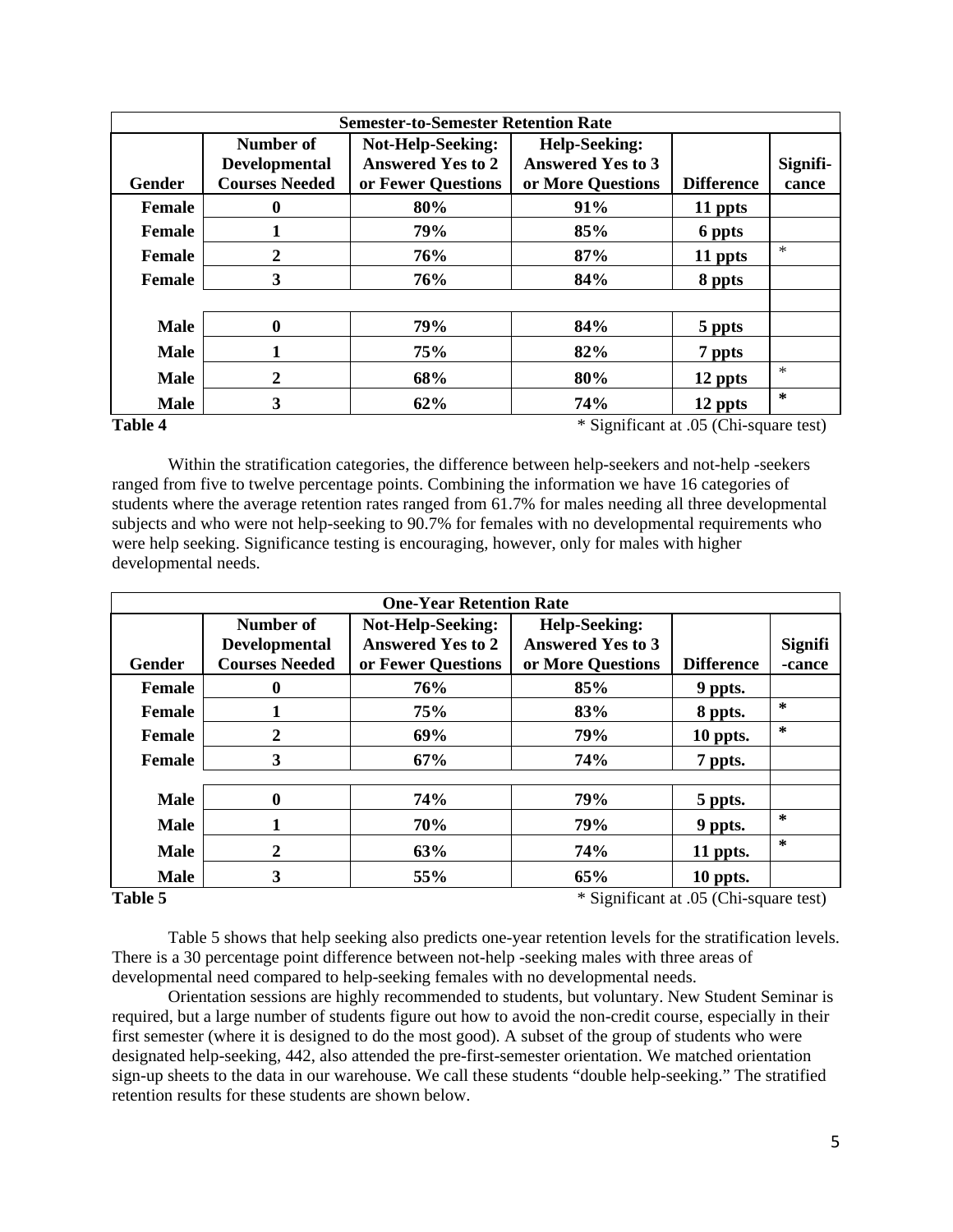| Semester-to-Semester Retention Rate | | | | | |
|---|---|---|---|---|---|
| **Gender** | **Number of Developmental Courses Needed** | **Not-Help-Seeking: Answered Yes to 2 or Fewer Questions** | **Help-Seeking: Answered Yes to 3 or More Questions** | **Difference** | **Signifi-cance** |
| **Female** | **0** | **80%** | **91%** | **11 ppts** | |
| **Female** | **1** | **79%** | **85%** | **6 ppts** | |
| **Female** | **2** | **76%** | **87%** | **11 ppts** | * |
| **Female** | **3** | **76%** | **84%** | **8 ppts** | |
| | | | | | |
| **Male** | **0** | **79%** | **84%** | **5 ppts** | |
| **Male** | **1** | **75%** | **82%** | **7 ppts** | |
| **Male** | **2** | **68%** | **80%** | **12 ppts** | * |
| **Male** | **3** | **62%** | **74%** | **12 ppts** | * |

**Table 4** * Significant at .05 (Chi-square test)

Within the stratification categories, the difference between help-seekers and not-help -seekers ranged from five to twelve percentage points. Combining the information we have 16 categories of students where the average retention rates ranged from 61.7% for males needing all three developmental subjects and who were not help-seeking to 90.7% for females with no developmental requirements who were help seeking. Significance testing is encouraging, however, only for males with higher developmental needs.

| One-Year Retention Rate | | | | | |
|---|---|---|---|---|---|
| **Gender** | **Number of Developmental Courses Needed** | **Not-Help-Seeking: Answered Yes to 2 or Fewer Questions** | **Help-Seeking: Answered Yes to 3 or More Questions** | **Difference** | **Signifi-cance** |
| **Female** | **0** | **76%** | **85%** | **9 ppts.** | |
| **Female** | **1** | **75%** | **83%** | **8 ppts.** | * |
| **Female** | **2** | **69%** | **79%** | **10 ppts.** | * |
| **Female** | **3** | **67%** | **74%** | **7 ppts.** | |
| | | | | | |
| **Male** | **0** | **74%** | **79%** | **5 ppts.** | |
| **Male** | **1** | **70%** | **79%** | **9 ppts.** | * |
| **Male** | **2** | **63%** | **74%** | **11 ppts.** | * |
| **Male** | **3** | **55%** | **65%** | **10 ppts.** | |

**Table 5** * Significant at .05 (Chi-square test)

Table 5 shows that help seeking also predicts one-year retention levels for the stratification levels. There is a 30 percentage point difference between not-help -seeking males with three areas of developmental need compared to help-seeking females with no developmental needs.

Orientation sessions are highly recommended to students, but voluntary. New Student Seminar is required, but a large number of students figure out how to avoid the non-credit course, especially in their first semester (where it is designed to do the most good). A subset of the group of students who were designated help-seeking, 442, also attended the pre-first-semester orientation. We matched orientation sign-up sheets to the data in our warehouse. We call these students "double help-seeking." The stratified retention results for these students are shown below.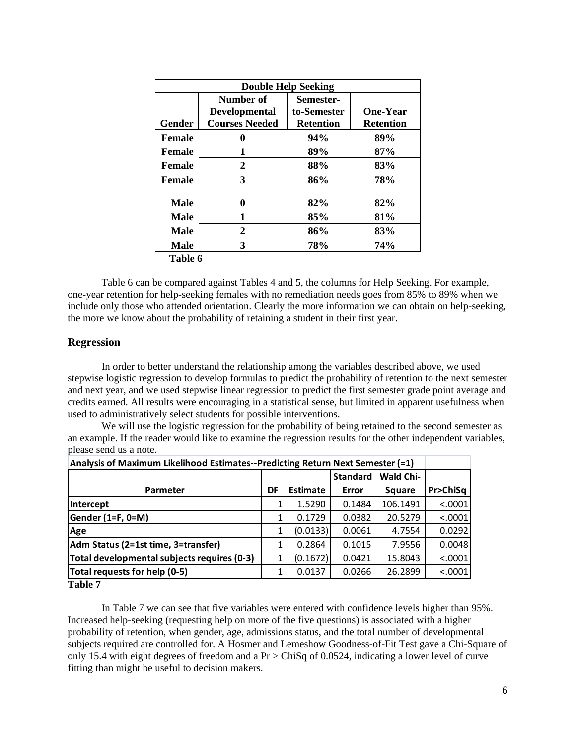| Double Help Seeking | | | |
|---|---|---|---|
| **Gender** | **Number of Developmental Courses Needed** | **Semester-to-Semester Retention** | **One-Year Retention** |
| **Female** | **0** | **94%** | **89%** |
| **Female** | **1** | **89%** | **87%** |
| **Female** | **2** | **88%** | **83%** |
| **Female** | **3** | **86%** | **78%** |
| | | | |
| **Male** | **0** | **82%** | **82%** |
| **Male** | **1** | **85%** | **81%** |
| **Male** | **2** | **86%** | **83%** |
| **Male** | **3** | **78%** | **74%** |

**Table 6**

Table 6 can be compared against Tables 4 and 5, the columns for Help Seeking. For example, one-year retention for help-seeking females with no remediation needs goes from 85% to 89% when we include only those who attended orientation. Clearly the more information we can obtain on help-seeking, the more we know about the probability of retaining a student in their first year.

## Regression

In order to better understand the relationship among the variables described above, we used stepwise logistic regression to develop formulas to predict the probability of retention to the next semester and next year, and we used stepwise linear regression to predict the first semester grade point average and credits earned. All results were encouraging in a statistical sense, but limited in apparent usefulness when used to administratively select students for possible interventions.

We will use the logistic regression for the probability of being retained to the second semester as an example. If the reader would like to examine the regression results for the other independent variables, please send us a note.

| Analysis of Maximum Likelihood Estimates--Predicting Return Next Semester (=1) | | | | | |
|---|---|---|---|---|---|
| **Parmeter** | **DF** | **Estimate** | **Standard Error** | **Wald Chi-Square** | **Pr>ChiSq** |
| **Intercept** | 1 | 1.5290 | 0.1484 | 106.1491 | <.0001 |
| **Gender (1=F, 0=M)** | 1 | 0.1729 | 0.0382 | 20.5279 | <.0001 |
| **Age** | 1 | (0.0133) | 0.0061 | 4.7554 | 0.0292 |
| **Adm Status (2=1st time, 3=transfer)** | 1 | 0.2864 | 0.1015 | 7.9556 | 0.0048 |
| **Total developmental subjects requires (0-3)** | 1 | (0.1672) | 0.0421 | 15.8043 | <.0001 |
| **Total requests for help (0-5)** | 1 | 0.0137 | 0.0266 | 26.2899 | <.0001 |

**Table 7**

In Table 7 we can see that five variables were entered with confidence levels higher than 95%. Increased help-seeking (requesting help on more of the five questions) is associated with a higher probability of retention, when gender, age, admissions status, and the total number of developmental subjects required are controlled for. A Hosmer and Lemeshow Goodness-of-Fit Test gave a Chi-Square of only 15.4 with eight degrees of freedom and a Pr > ChiSq of 0.0524, indicating a lower level of curve fitting than might be useful to decision makers.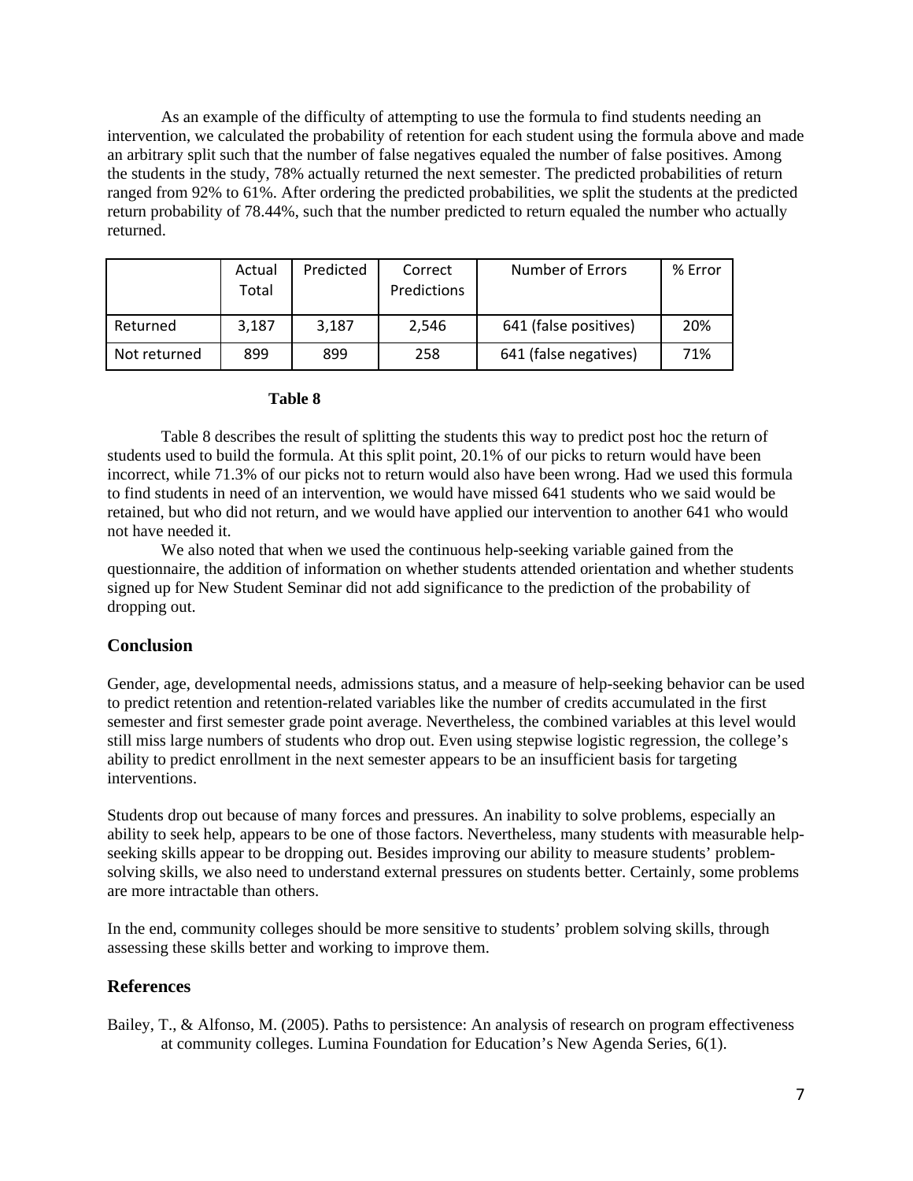As an example of the difficulty of attempting to use the formula to find students needing an intervention, we calculated the probability of retention for each student using the formula above and made an arbitrary split such that the number of false negatives equaled the number of false positives. Among the students in the study, 78% actually returned the next semester. The predicted probabilities of return ranged from 92% to 61%. After ordering the predicted probabilities, we split the students at the predicted return probability of 78.44%, such that the number predicted to return equaled the number who actually returned.

| | Actual Total | Predicted | Correct Predictions | Number of Errors | % Error |
|---|---|---|---|---|---|
| Returned | 3,187 | 3,187 | 2,546 | 641 (false positives) | 20% |
| Not returned | 899 | 899 | 258 | 641 (false negatives) | 71% |

**Table 8**

Table 8 describes the result of splitting the students this way to predict post hoc the return of students used to build the formula. At this split point, 20.1% of our picks to return would have been incorrect, while 71.3% of our picks not to return would also have been wrong. Had we used this formula to find students in need of an intervention, we would have missed 641 students who we said would be retained, but who did not return, and we would have applied our intervention to another 641 who would not have needed it.

We also noted that when we used the continuous help-seeking variable gained from the questionnaire, the addition of information on whether students attended orientation and whether students signed up for New Student Seminar did not add significance to the prediction of the probability of dropping out.

## Conclusion

Gender, age, developmental needs, admissions status, and a measure of help-seeking behavior can be used to predict retention and retention-related variables like the number of credits accumulated in the first semester and first semester grade point average. Nevertheless, the combined variables at this level would still miss large numbers of students who drop out. Even using stepwise logistic regression, the college's ability to predict enrollment in the next semester appears to be an insufficient basis for targeting interventions.

Students drop out because of many forces and pressures. An inability to solve problems, especially an ability to seek help, appears to be one of those factors. Nevertheless, many students with measurable help-seeking skills appear to be dropping out. Besides improving our ability to measure students' problem-solving skills, we also need to understand external pressures on students better. Certainly, some problems are more intractable than others.

In the end, community colleges should be more sensitive to students' problem solving skills, through assessing these skills better and working to improve them.

## References

Bailey, T., & Alfonso, M. (2005). Paths to persistence: An analysis of research on program effectiveness at community colleges. Lumina Foundation for Education's New Agenda Series, 6(1).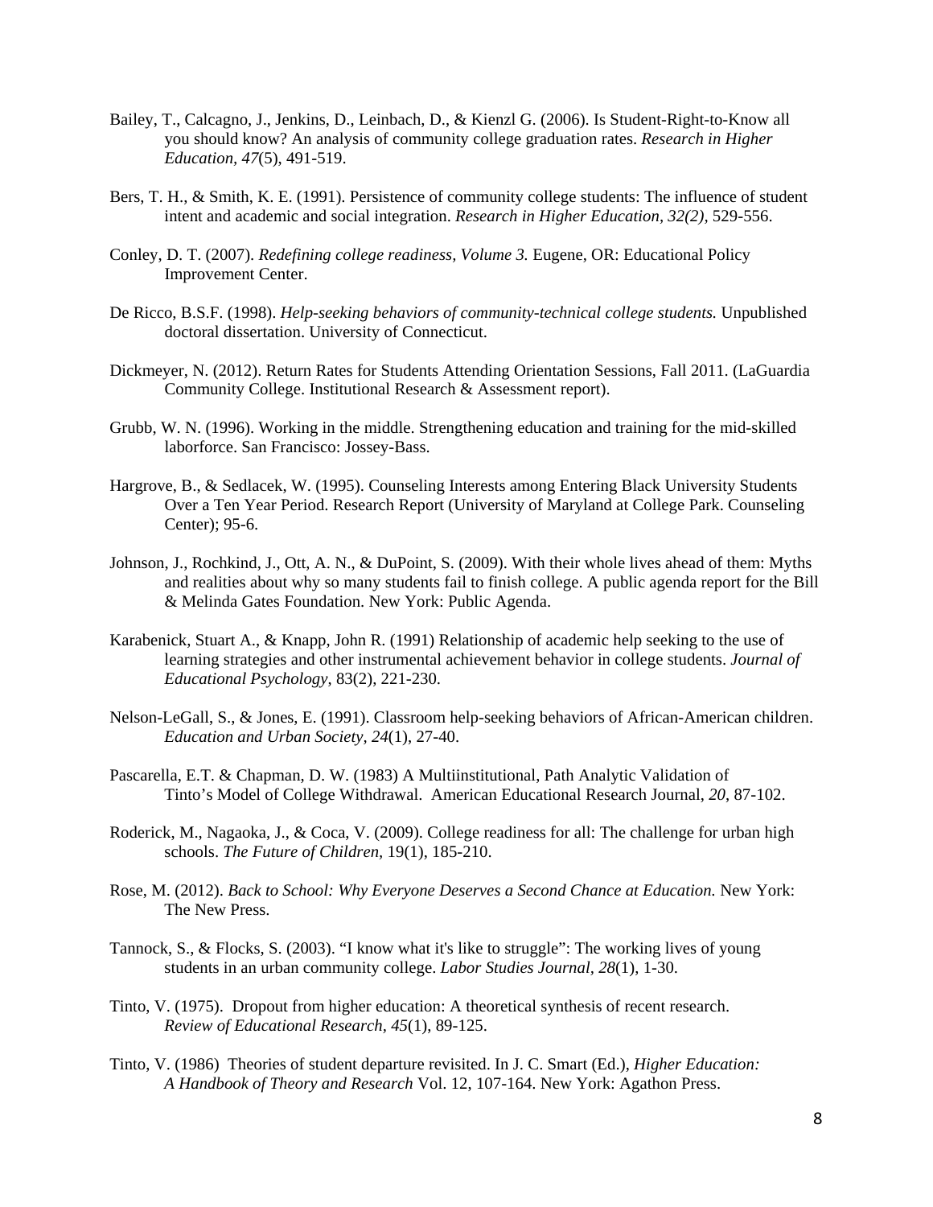Bailey, T., Calcagno, J., Jenkins, D., Leinbach, D., & Kienzl G. (2006). Is Student-Right-to-Know all you should know? An analysis of community college graduation rates. *Research in Higher Education*, *47*(5), 491-519.

Bers, T. H., & Smith, K. E. (1991). Persistence of community college students: The influence of student intent and academic and social integration. *Research in Higher Education, 32(2),* 529-556.

Conley, D. T. (2007). *Redefining college readiness, Volume 3.* Eugene, OR: Educational Policy Improvement Center.

De Ricco, B.S.F. (1998). *Help-seeking behaviors of community-technical college students.* Unpublished doctoral dissertation. University of Connecticut.

Dickmeyer, N. (2012). Return Rates for Students Attending Orientation Sessions, Fall 2011. (LaGuardia Community College. Institutional Research & Assessment report).

Grubb, W. N. (1996). Working in the middle. Strengthening education and training for the mid-skilled laborforce. San Francisco: Jossey-Bass.

Hargrove, B., & Sedlacek, W. (1995). Counseling Interests among Entering Black University Students Over a Ten Year Period. Research Report (University of Maryland at College Park. Counseling Center); 95-6.

Johnson, J., Rochkind, J., Ott, A. N., & DuPoint, S. (2009). With their whole lives ahead of them: Myths and realities about why so many students fail to finish college. A public agenda report for the Bill & Melinda Gates Foundation. New York: Public Agenda.

Karabenick, Stuart A., & Knapp, John R. (1991) Relationship of academic help seeking to the use of learning strategies and other instrumental achievement behavior in college students. *Journal of Educational Psychology*, 83(2), 221-230.

Nelson-LeGall, S., & Jones, E. (1991). Classroom help-seeking behaviors of African-American children. *Education and Urban Society, 24*(1), 27-40.

Pascarella, E.T. & Chapman, D. W. (1983) A Multiinstitutional, Path Analytic Validation of Tinto's Model of College Withdrawal. American Educational Research Journal, *20*, 87-102.

Roderick, M., Nagaoka, J., & Coca, V. (2009). College readiness for all: The challenge for urban high schools. *The Future of Children*, 19(1), 185-210.

Rose, M. (2012). *Back to School: Why Everyone Deserves a Second Chance at Education.* New York: The New Press.

Tannock, S., & Flocks, S. (2003). "I know what it's like to struggle": The working lives of young students in an urban community college. *Labor Studies Journal, 28*(1), 1-30.

Tinto, V. (1975). Dropout from higher education: A theoretical synthesis of recent research. *Review of Educational Research, 45*(1), 89-125.

Tinto, V. (1986) Theories of student departure revisited. In J. C. Smart (Ed.), *Higher Education: A Handbook of Theory and Research* Vol. 12, 107-164. New York: Agathon Press.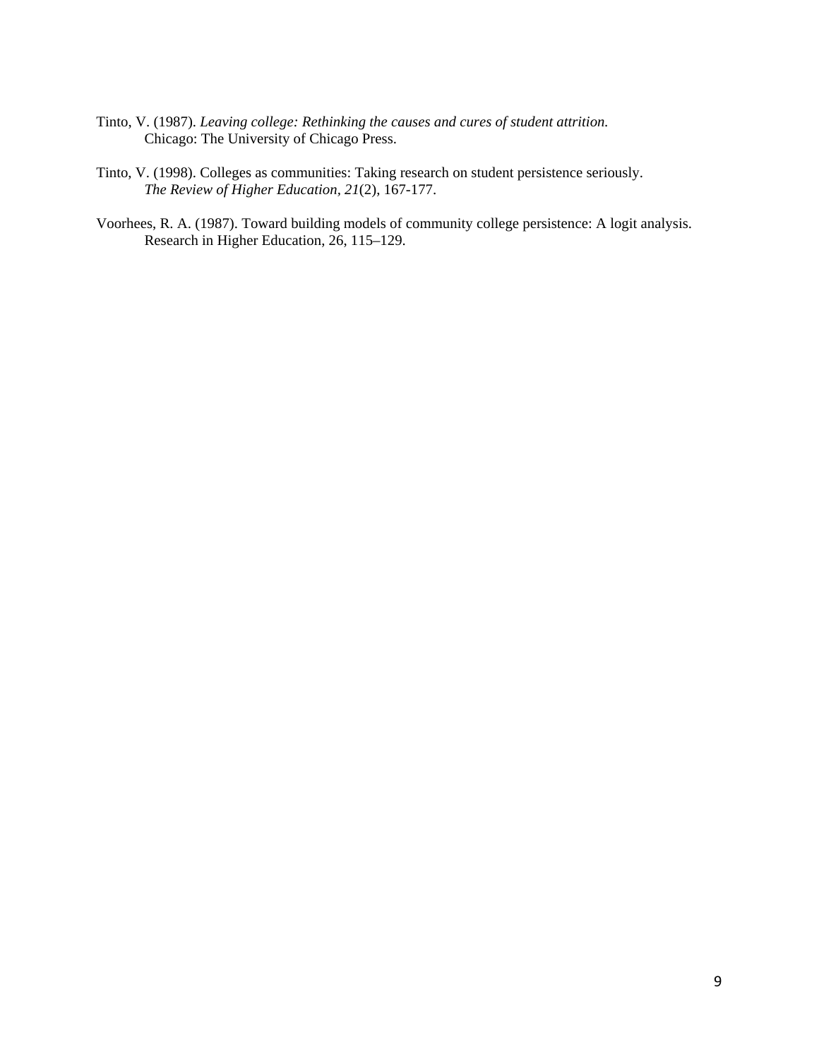Tinto, V. (1987). *Leaving college: Rethinking the causes and cures of student attrition.* Chicago: The University of Chicago Press.

Tinto, V. (1998). Colleges as communities: Taking research on student persistence seriously. *The Review of Higher Education*, *21*(2), 167-177.

Voorhees, R. A. (1987). Toward building models of community college persistence: A logit analysis. Research in Higher Education, 26, 115–129.